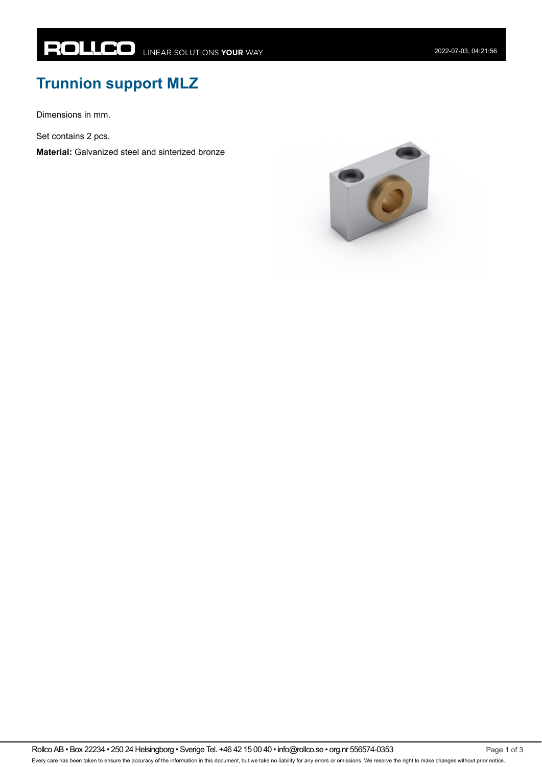# Trunnion support MLZ

Dimensions in mm.

Set contains 2 pcs.

**Material:** Galvanized steel and sinterized bronze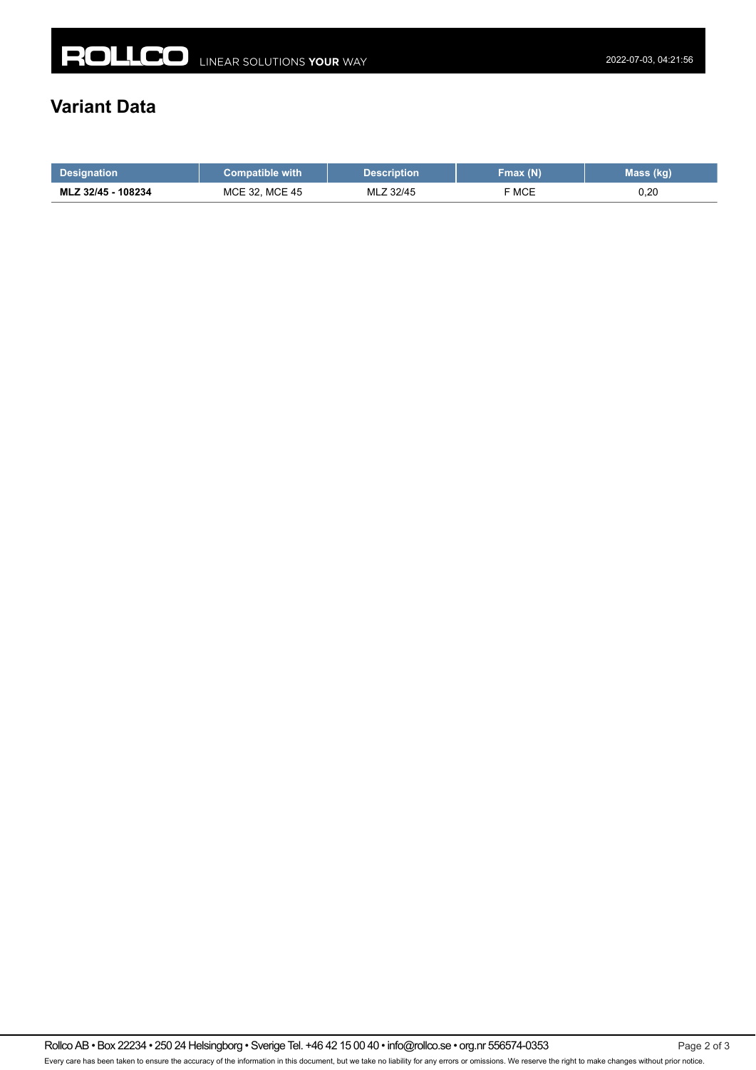# Variant Data

| Designation | Compatible with | Description | Fmax (N) | Mass (kg) |
|---|---|---|---|---|
| **MLZ 32/45 - 108234** | MCE 32, MCE 45 | MLZ 32/45 | F MCE | 0,20 |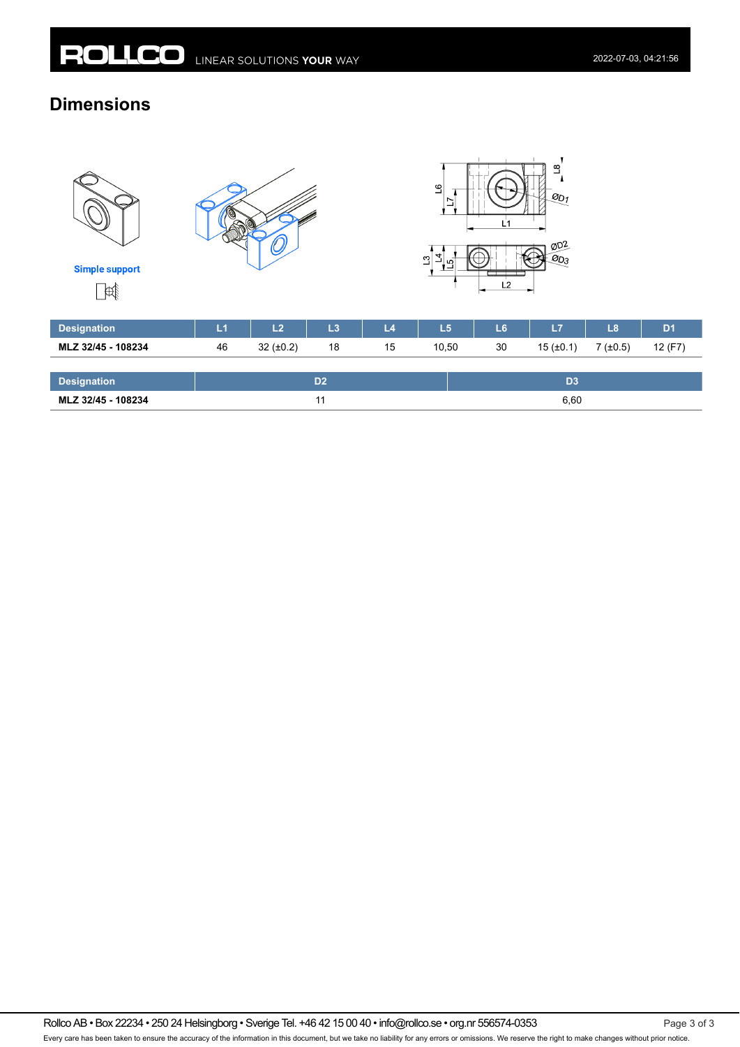## Dimensions

Simple support

| Designation | L1 | L2 | L3 | L4 | L5 | L6 | L7 | L8 | D1 |
|---|---|---|---|---|---|---|---|---|---|
| **MLZ 32/45 - 108234** | 46 | 32 (±0.2) | 18 | 15 | 10,50 | 30 | 15 (±0.1) | 7 (±0.5) | 12 (F7) |

| Designation | D2 | D3 |
|---|---|---|
| **MLZ 32/45 - 108234** | 11 | 6,60 |

Rollco AB • Box 22234 • 250 24 Helsingborg • Sverige Tel. +46 42 15 00 40 • info@rollco.se • org.nr 556574-0353

Every care has been taken to ensure the accuracy of the information in this document, but we take no liability for any errors or omissions. We reserve the right to make changes without prior notice.